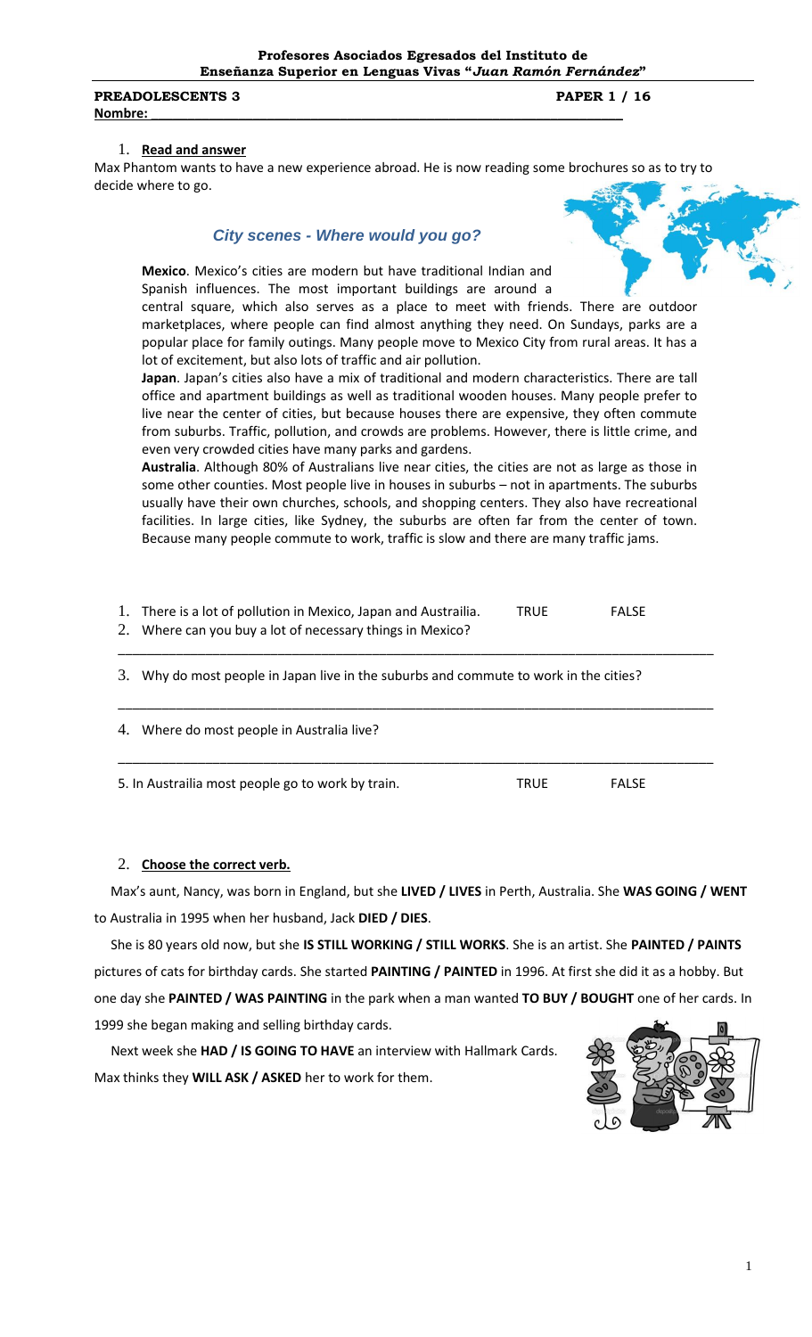**Profesores Asociados Egresados del Instituto de Enseñanza Superior en Lenguas Vivas "*Juan Ramón Fernández*"**

**PREADOLESCENTS 3** **PAPER 1 / 16**

**Nombre:** ____________________________________________

1. **Read and answer**

Max Phantom wants to have a new experience abroad. He is now reading some brochures so as to try to decide where to go.

## *City scenes - Where would you go?*

**Mexico**. Mexico's cities are modern but have traditional Indian and Spanish influences. The most important buildings are around a central square, which also serves as a place to meet with friends. There are outdoor marketplaces, where people can find almost anything they need. On Sundays, parks are a popular place for family outings. Many people move to Mexico City from rural areas. It has a lot of excitement, but also lots of traffic and air pollution.

**Japan**. Japan's cities also have a mix of traditional and modern characteristics. There are tall office and apartment buildings as well as traditional wooden houses. Many people prefer to live near the center of cities, but because houses there are expensive, they often commute from suburbs. Traffic, pollution, and crowds are problems. However, there is little crime, and even very crowded cities have many parks and gardens.

**Australia**. Although 80% of Australians live near cities, the cities are not as large as those in some other counties. Most people live in houses in suburbs – not in apartments. The suburbs usually have their own churches, schools, and shopping centers. They also have recreational facilities. In large cities, like Sydney, the suburbs are often far from the center of town. Because many people commute to work, traffic is slow and there are many traffic jams.

1. There is a lot of pollution in Mexico, Japan and Austrailia. TRUE FALSE
2. Where can you buy a lot of necessary things in Mexico?

_______________________________________________________________________________

3. Why do most people in Japan live in the suburbs and commute to work in the cities?

_______________________________________________________________________________

4. Where do most people in Australia live?

_______________________________________________________________________________

5. In Austrailia most people go to work by train. TRUE FALSE

2. **Choose the correct verb.**

Max's aunt, Nancy, was born in England, but she **LIVED / LIVES** in Perth, Australia. She **WAS GOING / WENT** to Australia in 1995 when her husband, Jack **DIED / DIES**.

She is 80 years old now, but she **IS STILL WORKING / STILL WORKS**. She is an artist. She **PAINTED / PAINTS** pictures of cats for birthday cards. She started **PAINTING / PAINTED** in 1996. At first she did it as a hobby. But one day she **PAINTED / WAS PAINTING** in the park when a man wanted **TO BUY / BOUGHT** one of her cards. In 1999 she began making and selling birthday cards.

Next week she **HAD / IS GOING TO HAVE** an interview with Hallmark Cards. Max thinks they **WILL ASK / ASKED** her to work for them.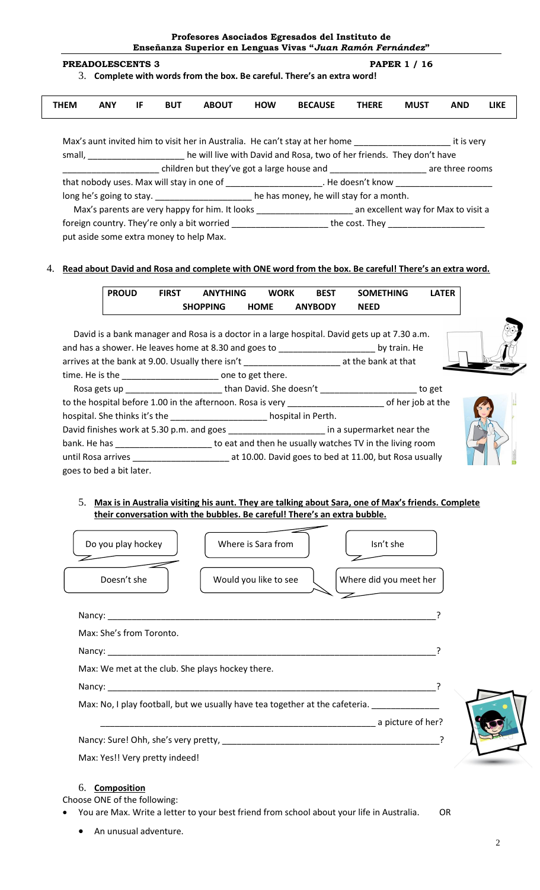Profesores Asociados Egresados del Instituto de Enseñanza Superior en Lenguas Vivas "*Juan Ramón Fernández*"

**PREADOLESCENTS 3** **PAPER 1 / 16**

3. **Complete with words from the box. Be careful. There's an extra word!**

| | | | | | | | | | | |
|---|---|---|---|---|---|---|---|---|---|---|
| **THEM** | **ANY** | **IF** | **BUT** | **ABOUT** | **HOW** | **BECAUSE** | **THERE** | **MUST** | **AND** | **LIKE** |

Max's aunt invited him to visit her in Australia. He can't stay at her home ____________________ it is very small, ____________________ he will live with David and Rosa, two of her friends. They don't have ____________________ children but they've got a large house and ____________________ are three rooms that nobody uses. Max will stay in one of ____________________. He doesn't know ____________________ long he's going to stay. ____________________ he has money, he will stay for a month.

Max's parents are very happy for him. It looks ____________________ an excellent way for Max to visit a foreign country. They're only a bit worried ____________________ the cost. They ____________________ put aside some extra money to help Max.

4. **Read about David and Rosa and complete with ONE word from the box. Be careful! There's an extra word.**

| | | | | | | |
|---|---|---|---|---|---|---|
| **PROUD** | **FIRST** | **ANYTHING** | **WORK** | **BEST** | **SOMETHING** | **LATER** |
| | **SHOPPING** | **HOME** | **ANYBODY** | **NEED** | | |

David is a bank manager and Rosa is a doctor in a large hospital. David gets up at 7.30 a.m. and has a shower. He leaves home at 8.30 and goes to ____________________ by train. He arrives at the bank at 9.00. Usually there isn't ____________________ at the bank at that time. He is the ____________________ one to get there.

Rosa gets up ____________________ than David. She doesn't ____________________ to get to the hospital before 1.00 in the afternoon. Rosa is very ____________________ of her job at the hospital. She thinks it's the ____________________ hospital in Perth.

David finishes work at 5.30 p.m. and goes ____________________ in a supermarket near the bank. He has ____________________ to eat and then he usually watches TV in the living room until Rosa arrives ____________________ at 10.00. David goes to bed at 11.00, but Rosa usually goes to bed a bit later.

5. **Max is in Australia visiting his aunt. They are talking about Sara, one of Max's friends. Complete their conversation with the bubbles. Be careful! There's an extra bubble.**

Do you play hockey

Where is Sara from

Isn't she

Doesn't she

Would you like to see

Where did you meet her

Nancy: ______________________________________________________________________?

Max: She's from Toronto.

Nancy: ______________________________________________________________________?

Max: We met at the club. She plays hockey there.

Nancy: ______________________________________________________________________?

Max: No, I play football, but we usually have tea together at the cafeteria. ______________

____________________________________________________________ a picture of her?

Nancy: Sure! Ohh, she's very pretty, ______________________________________________?

Max: Yes!! Very pretty indeed!

6. **Composition**

Choose ONE of the following:

- You are Max. Write a letter to your best friend from school about your life in Australia. OR
- An unusual adventure.